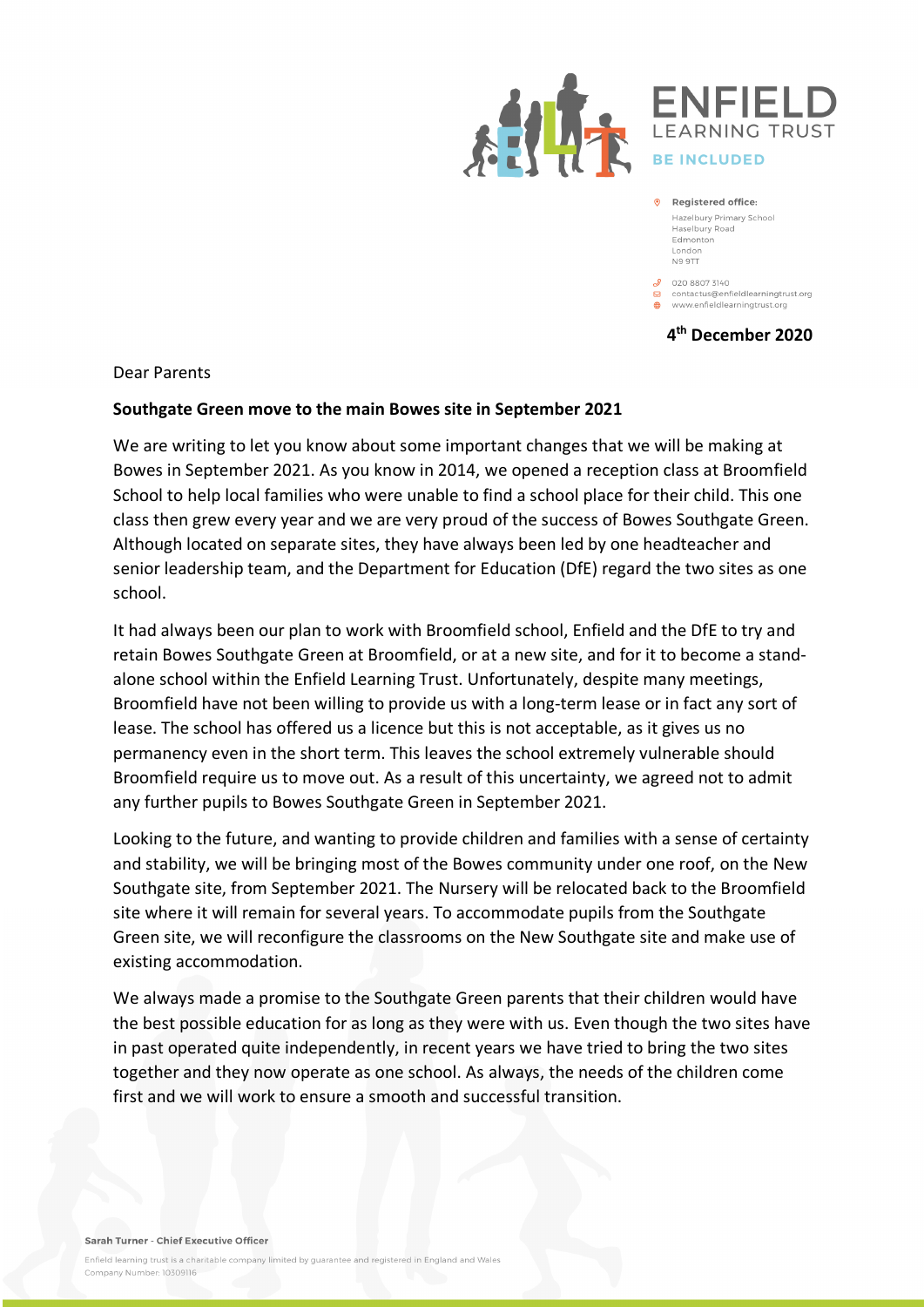**ENFIELD LEARNING TRUST**
**BE INCLUDED**

**Registered office:**
Hazelbury Primary School
Haselbury Road
Edmonton
London
N9 9TT

020 8807 3140
contactus@enfieldlearningtrust.org
www.enfieldlearningtrust.org

**4th December 2020**

Dear Parents

**Southgate Green move to the main Bowes site in September 2021**

We are writing to let you know about some important changes that we will be making at Bowes in September 2021. As you know in 2014, we opened a reception class at Broomfield School to help local families who were unable to find a school place for their child. This one class then grew every year and we are very proud of the success of Bowes Southgate Green. Although located on separate sites, they have always been led by one headteacher and senior leadership team, and the Department for Education (DfE) regard the two sites as one school.

It had always been our plan to work with Broomfield school, Enfield and the DfE to try and retain Bowes Southgate Green at Broomfield, or at a new site, and for it to become a stand-alone school within the Enfield Learning Trust. Unfortunately, despite many meetings, Broomfield have not been willing to provide us with a long-term lease or in fact any sort of lease. The school has offered us a licence but this is not acceptable, as it gives us no permanency even in the short term. This leaves the school extremely vulnerable should Broomfield require us to move out. As a result of this uncertainty, we agreed not to admit any further pupils to Bowes Southgate Green in September 2021.

Looking to the future, and wanting to provide children and families with a sense of certainty and stability, we will be bringing most of the Bowes community under one roof, on the New Southgate site, from September 2021. The Nursery will be relocated back to the Broomfield site where it will remain for several years. To accommodate pupils from the Southgate Green site, we will reconfigure the classrooms on the New Southgate site and make use of existing accommodation.

We always made a promise to the Southgate Green parents that their children would have the best possible education for as long as they were with us. Even though the two sites have in past operated quite independently, in recent years we have tried to bring the two sites together and they now operate as one school. As always, the needs of the children come first and we will work to ensure a smooth and successful transition.

Sarah Turner - Chief Executive Officer

Enfield learning trust is a charitable company limited by guarantee and registered in England and Wales
Company Number: 10309116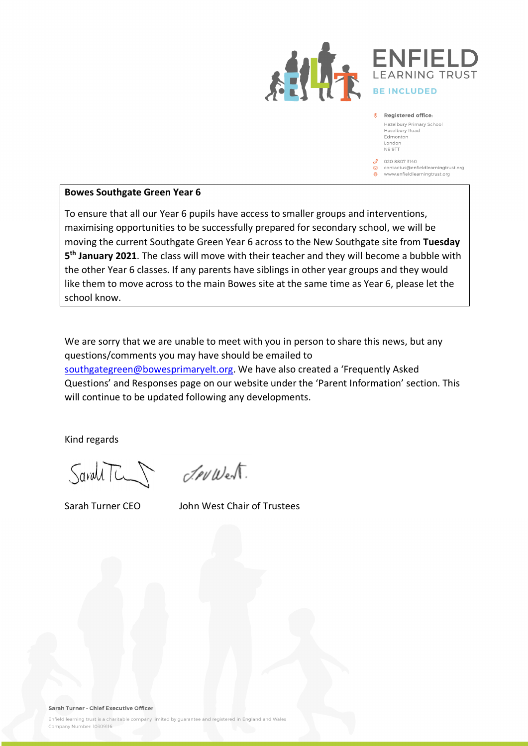**Bowes Southgate Green Year 6**

To ensure that all our Year 6 pupils have access to smaller groups and interventions, maximising opportunities to be successfully prepared for secondary school, we will be moving the current Southgate Green Year 6 across to the New Southgate site from **Tuesday 5th January 2021**. The class will move with their teacher and they will become a bubble with the other Year 6 classes. If any parents have siblings in other year groups and they would like them to move across to the main Bowes site at the same time as Year 6, please let the school know.

We are sorry that we are unable to meet with you in person to share this news, but any questions/comments you may have should be emailed to southgategreen@bowesprimaryelt.org. We have also created a 'Frequently Asked Questions' and Responses page on our website under the 'Parent Information' section. This will continue to be updated following any developments.

Kind regards

Sarah Turner CEO          John West Chair of Trustees